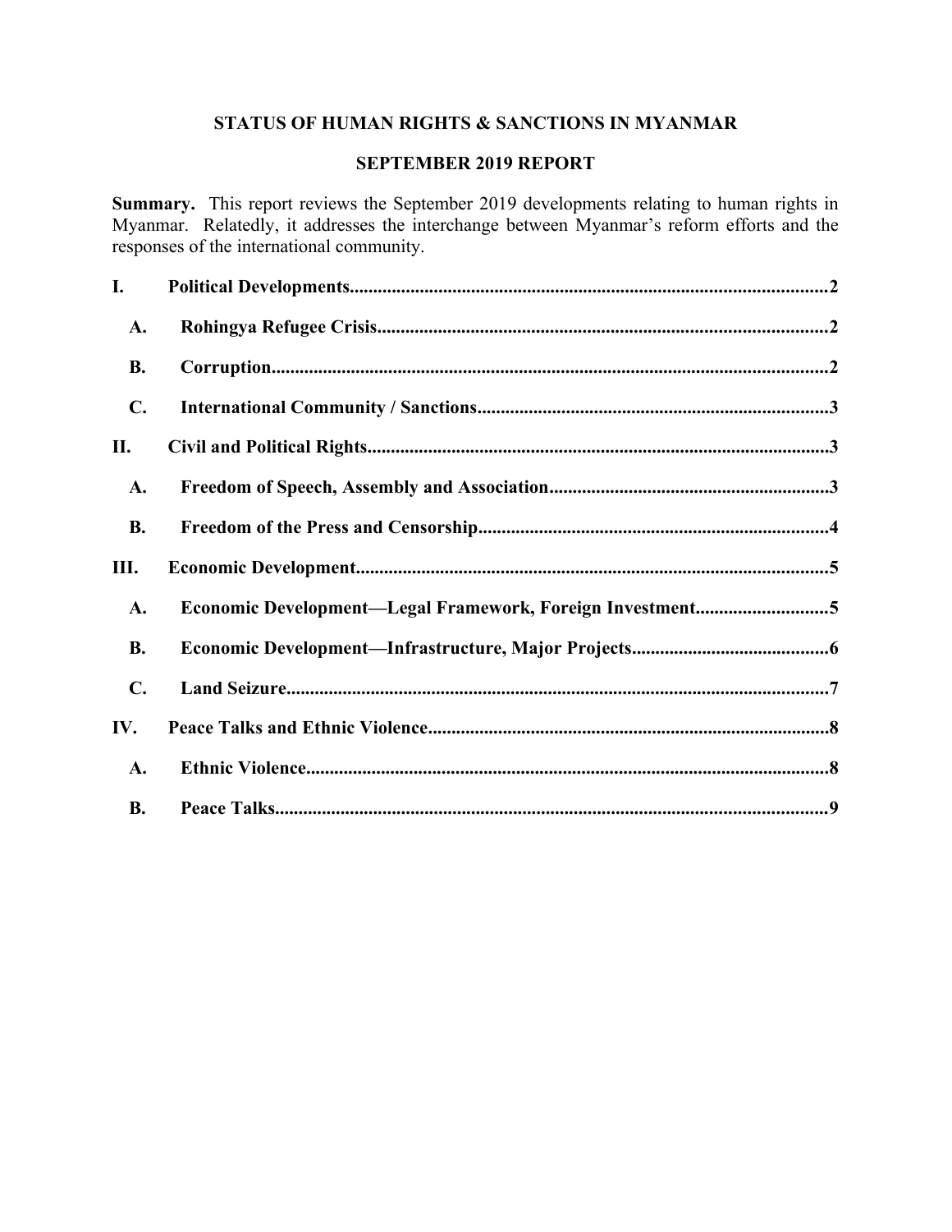# STATUS OF HUMAN RIGHTS & SANCTIONS IN MYANMAR

## SEPTEMBER 2019 REPORT

**Summary.** This report reviews the September 2019 developments relating to human rights in Myanmar. Relatedly, it addresses the interchange between Myanmar's reform efforts and the responses of the international community.

**I. Political Developments** .......... 2

- **A. Rohingya Refugee Crisis** .......... 2
- **B. Corruption** .......... 2
- **C. International Community / Sanctions** .......... 3

**II. Civil and Political Rights** .......... 3

- **A. Freedom of Speech, Assembly and Association** .......... 3
- **B. Freedom of the Press and Censorship** .......... 4

**III. Economic Development** .......... 5

- **A. Economic Development—Legal Framework, Foreign Investment** .......... 5
- **B. Economic Development—Infrastructure, Major Projects** .......... 6
- **C. Land Seizure** .......... 7

**IV. Peace Talks and Ethnic Violence** .......... 8

- **A. Ethnic Violence** .......... 8
- **B. Peace Talks** .......... 9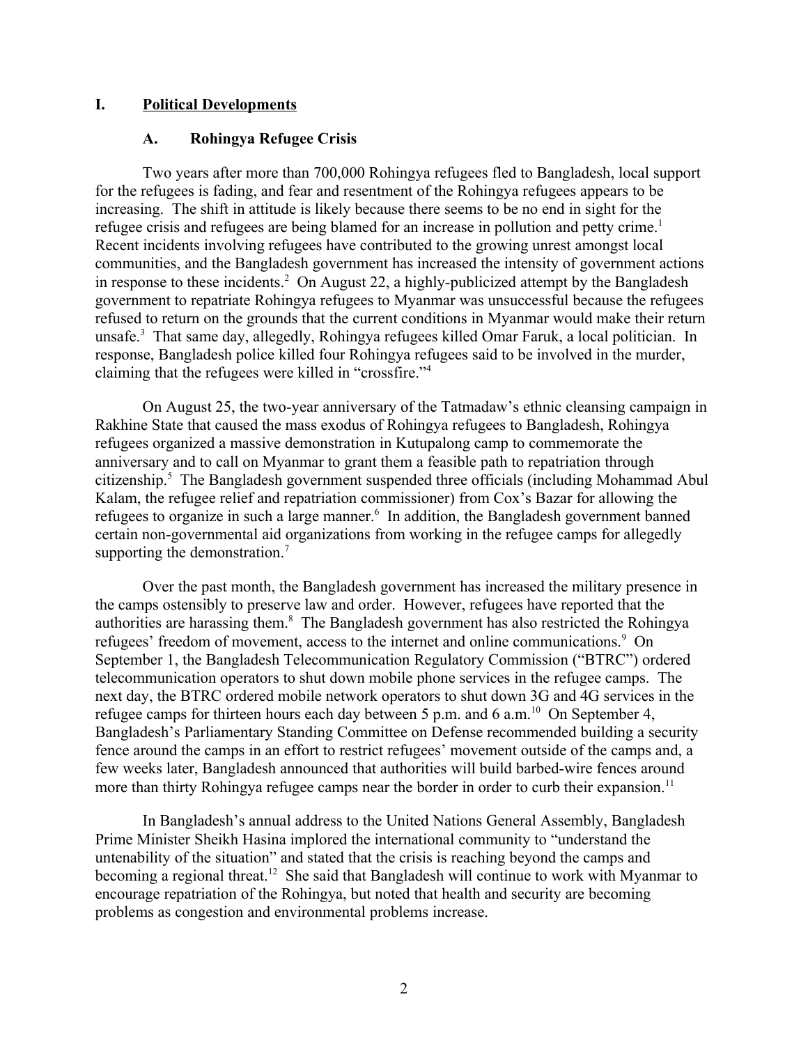# I. Political Developments

## A. Rohingya Refugee Crisis

Two years after more than 700,000 Rohingya refugees fled to Bangladesh, local support for the refugees is fading, and fear and resentment of the Rohingya refugees appears to be increasing. The shift in attitude is likely because there seems to be no end in sight for the refugee crisis and refugees are being blamed for an increase in pollution and petty crime.[1] Recent incidents involving refugees have contributed to the growing unrest amongst local communities, and the Bangladesh government has increased the intensity of government actions in response to these incidents.[2] On August 22, a highly-publicized attempt by the Bangladesh government to repatriate Rohingya refugees to Myanmar was unsuccessful because the refugees refused to return on the grounds that the current conditions in Myanmar would make their return unsafe.[3] That same day, allegedly, Rohingya refugees killed Omar Faruk, a local politician. In response, Bangladesh police killed four Rohingya refugees said to be involved in the murder, claiming that the refugees were killed in "crossfire."[4]

On August 25, the two-year anniversary of the Tatmadaw's ethnic cleansing campaign in Rakhine State that caused the mass exodus of Rohingya refugees to Bangladesh, Rohingya refugees organized a massive demonstration in Kutupalong camp to commemorate the anniversary and to call on Myanmar to grant them a feasible path to repatriation through citizenship.[5] The Bangladesh government suspended three officials (including Mohammad Abul Kalam, the refugee relief and repatriation commissioner) from Cox's Bazar for allowing the refugees to organize in such a large manner.[6] In addition, the Bangladesh government banned certain non-governmental aid organizations from working in the refugee camps for allegedly supporting the demonstration.[7]

Over the past month, the Bangladesh government has increased the military presence in the camps ostensibly to preserve law and order. However, refugees have reported that the authorities are harassing them.[8] The Bangladesh government has also restricted the Rohingya refugees' freedom of movement, access to the internet and online communications.[9] On September 1, the Bangladesh Telecommunication Regulatory Commission ("BTRC") ordered telecommunication operators to shut down mobile phone services in the refugee camps. The next day, the BTRC ordered mobile network operators to shut down 3G and 4G services in the refugee camps for thirteen hours each day between 5 p.m. and 6 a.m.[10] On September 4, Bangladesh's Parliamentary Standing Committee on Defense recommended building a security fence around the camps in an effort to restrict refugees' movement outside of the camps and, a few weeks later, Bangladesh announced that authorities will build barbed-wire fences around more than thirty Rohingya refugee camps near the border in order to curb their expansion.[11]

In Bangladesh's annual address to the United Nations General Assembly, Bangladesh Prime Minister Sheikh Hasina implored the international community to "understand the untenability of the situation" and stated that the crisis is reaching beyond the camps and becoming a regional threat.[12] She said that Bangladesh will continue to work with Myanmar to encourage repatriation of the Rohingya, but noted that health and security are becoming problems as congestion and environmental problems increase.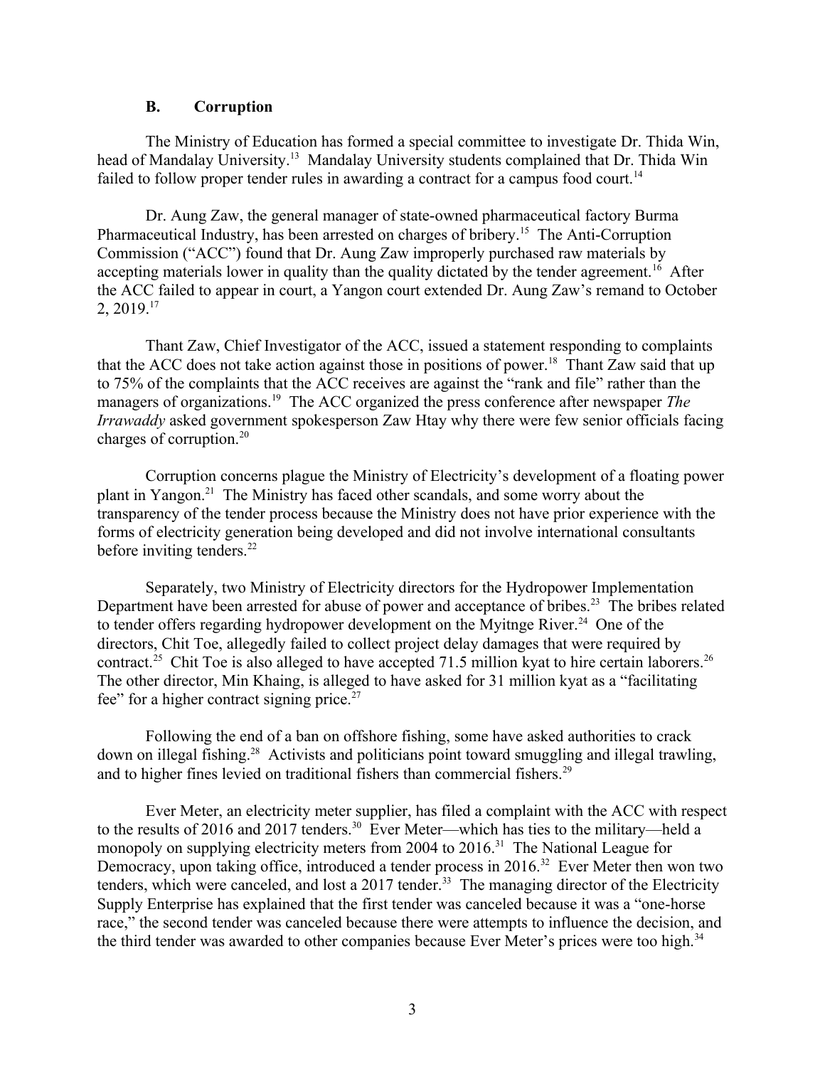## B. Corruption

The Ministry of Education has formed a special committee to investigate Dr. Thida Win, head of Mandalay University.[13] Mandalay University students complained that Dr. Thida Win failed to follow proper tender rules in awarding a contract for a campus food court.[14]

Dr. Aung Zaw, the general manager of state-owned pharmaceutical factory Burma Pharmaceutical Industry, has been arrested on charges of bribery.[15] The Anti-Corruption Commission ("ACC") found that Dr. Aung Zaw improperly purchased raw materials by accepting materials lower in quality than the quality dictated by the tender agreement.[16] After the ACC failed to appear in court, a Yangon court extended Dr. Aung Zaw's remand to October 2, 2019.[17]

Thant Zaw, Chief Investigator of the ACC, issued a statement responding to complaints that the ACC does not take action against those in positions of power.[18] Thant Zaw said that up to 75% of the complaints that the ACC receives are against the "rank and file" rather than the managers of organizations.[19] The ACC organized the press conference after newspaper *The Irrawaddy* asked government spokesperson Zaw Htay why there were few senior officials facing charges of corruption.[20]

Corruption concerns plague the Ministry of Electricity's development of a floating power plant in Yangon.[21] The Ministry has faced other scandals, and some worry about the transparency of the tender process because the Ministry does not have prior experience with the forms of electricity generation being developed and did not involve international consultants before inviting tenders.[22]

Separately, two Ministry of Electricity directors for the Hydropower Implementation Department have been arrested for abuse of power and acceptance of bribes.[23] The bribes related to tender offers regarding hydropower development on the Myitnge River.[24] One of the directors, Chit Toe, allegedly failed to collect project delay damages that were required by contract.[25] Chit Toe is also alleged to have accepted 71.5 million kyat to hire certain laborers.[26] The other director, Min Khaing, is alleged to have asked for 31 million kyat as a "facilitating fee" for a higher contract signing price.[27]

Following the end of a ban on offshore fishing, some have asked authorities to crack down on illegal fishing.[28] Activists and politicians point toward smuggling and illegal trawling, and to higher fines levied on traditional fishers than commercial fishers.[29]

Ever Meter, an electricity meter supplier, has filed a complaint with the ACC with respect to the results of 2016 and 2017 tenders.[30] Ever Meter—which has ties to the military—held a monopoly on supplying electricity meters from 2004 to 2016.[31] The National League for Democracy, upon taking office, introduced a tender process in 2016.[32] Ever Meter then won two tenders, which were canceled, and lost a 2017 tender.[33] The managing director of the Electricity Supply Enterprise has explained that the first tender was canceled because it was a "one-horse race," the second tender was canceled because there were attempts to influence the decision, and the third tender was awarded to other companies because Ever Meter's prices were too high.[34]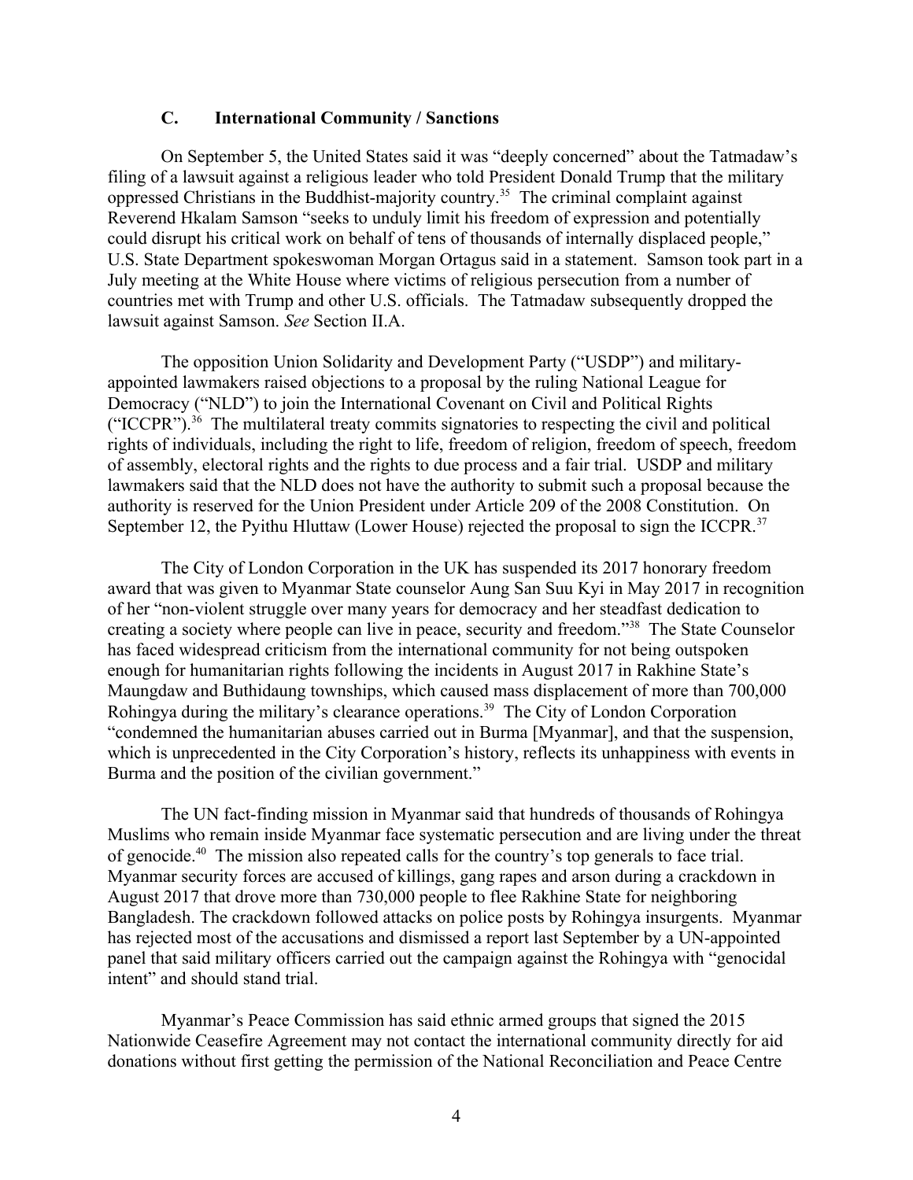### C. International Community / Sanctions

On September 5, the United States said it was "deeply concerned" about the Tatmadaw's filing of a lawsuit against a religious leader who told President Donald Trump that the military oppressed Christians in the Buddhist-majority country.[35] The criminal complaint against Reverend Hkalam Samson "seeks to unduly limit his freedom of expression and potentially could disrupt his critical work on behalf of tens of thousands of internally displaced people," U.S. State Department spokeswoman Morgan Ortagus said in a statement. Samson took part in a July meeting at the White House where victims of religious persecution from a number of countries met with Trump and other U.S. officials. The Tatmadaw subsequently dropped the lawsuit against Samson. *See* Section II.A.

The opposition Union Solidarity and Development Party ("USDP") and military-appointed lawmakers raised objections to a proposal by the ruling National League for Democracy ("NLD") to join the International Covenant on Civil and Political Rights ("ICCPR").[36] The multilateral treaty commits signatories to respecting the civil and political rights of individuals, including the right to life, freedom of religion, freedom of speech, freedom of assembly, electoral rights and the rights to due process and a fair trial. USDP and military lawmakers said that the NLD does not have the authority to submit such a proposal because the authority is reserved for the Union President under Article 209 of the 2008 Constitution. On September 12, the Pyithu Hluttaw (Lower House) rejected the proposal to sign the ICCPR.[37]

The City of London Corporation in the UK has suspended its 2017 honorary freedom award that was given to Myanmar State counselor Aung San Suu Kyi in May 2017 in recognition of her "non-violent struggle over many years for democracy and her steadfast dedication to creating a society where people can live in peace, security and freedom."[38] The State Counselor has faced widespread criticism from the international community for not being outspoken enough for humanitarian rights following the incidents in August 2017 in Rakhine State's Maungdaw and Buthidaung townships, which caused mass displacement of more than 700,000 Rohingya during the military's clearance operations.[39] The City of London Corporation "condemned the humanitarian abuses carried out in Burma [Myanmar], and that the suspension, which is unprecedented in the City Corporation's history, reflects its unhappiness with events in Burma and the position of the civilian government."

The UN fact-finding mission in Myanmar said that hundreds of thousands of Rohingya Muslims who remain inside Myanmar face systematic persecution and are living under the threat of genocide.[40] The mission also repeated calls for the country's top generals to face trial. Myanmar security forces are accused of killings, gang rapes and arson during a crackdown in August 2017 that drove more than 730,000 people to flee Rakhine State for neighboring Bangladesh. The crackdown followed attacks on police posts by Rohingya insurgents. Myanmar has rejected most of the accusations and dismissed a report last September by a UN-appointed panel that said military officers carried out the campaign against the Rohingya with "genocidal intent" and should stand trial.

Myanmar's Peace Commission has said ethnic armed groups that signed the 2015 Nationwide Ceasefire Agreement may not contact the international community directly for aid donations without first getting the permission of the National Reconciliation and Peace Centre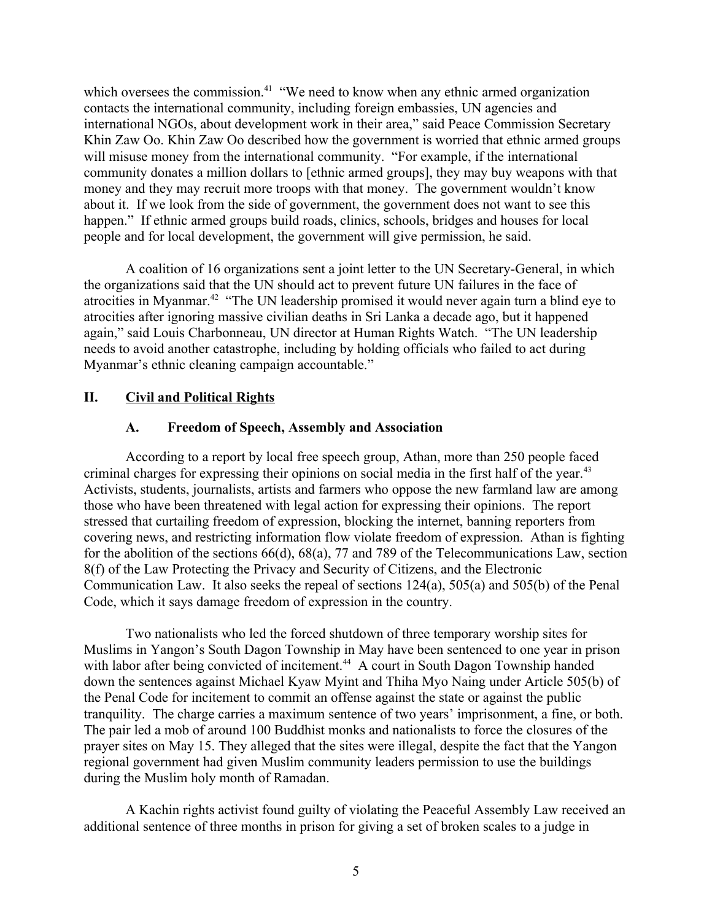which oversees the commission.[41] "We need to know when any ethnic armed organization contacts the international community, including foreign embassies, UN agencies and international NGOs, about development work in their area," said Peace Commission Secretary Khin Zaw Oo. Khin Zaw Oo described how the government is worried that ethnic armed groups will misuse money from the international community. "For example, if the international community donates a million dollars to [ethnic armed groups], they may buy weapons with that money and they may recruit more troops with that money. The government wouldn't know about it. If we look from the side of government, the government does not want to see this happen." If ethnic armed groups build roads, clinics, schools, bridges and houses for local people and for local development, the government will give permission, he said.

A coalition of 16 organizations sent a joint letter to the UN Secretary-General, in which the organizations said that the UN should act to prevent future UN failures in the face of atrocities in Myanmar.[42] "The UN leadership promised it would never again turn a blind eye to atrocities after ignoring massive civilian deaths in Sri Lanka a decade ago, but it happened again," said Louis Charbonneau, UN director at Human Rights Watch. "The UN leadership needs to avoid another catastrophe, including by holding officials who failed to act during Myanmar's ethnic cleaning campaign accountable."

## II. Civil and Political Rights

### A. Freedom of Speech, Assembly and Association

According to a report by local free speech group, Athan, more than 250 people faced criminal charges for expressing their opinions on social media in the first half of the year.[43] Activists, students, journalists, artists and farmers who oppose the new farmland law are among those who have been threatened with legal action for expressing their opinions. The report stressed that curtailing freedom of expression, blocking the internet, banning reporters from covering news, and restricting information flow violate freedom of expression. Athan is fighting for the abolition of the sections 66(d), 68(a), 77 and 789 of the Telecommunications Law, section 8(f) of the Law Protecting the Privacy and Security of Citizens, and the Electronic Communication Law. It also seeks the repeal of sections 124(a), 505(a) and 505(b) of the Penal Code, which it says damage freedom of expression in the country.

Two nationalists who led the forced shutdown of three temporary worship sites for Muslims in Yangon's South Dagon Township in May have been sentenced to one year in prison with labor after being convicted of incitement.[44] A court in South Dagon Township handed down the sentences against Michael Kyaw Myint and Thiha Myo Naing under Article 505(b) of the Penal Code for incitement to commit an offense against the state or against the public tranquility. The charge carries a maximum sentence of two years' imprisonment, a fine, or both. The pair led a mob of around 100 Buddhist monks and nationalists to force the closures of the prayer sites on May 15. They alleged that the sites were illegal, despite the fact that the Yangon regional government had given Muslim community leaders permission to use the buildings during the Muslim holy month of Ramadan.

A Kachin rights activist found guilty of violating the Peaceful Assembly Law received an additional sentence of three months in prison for giving a set of broken scales to a judge in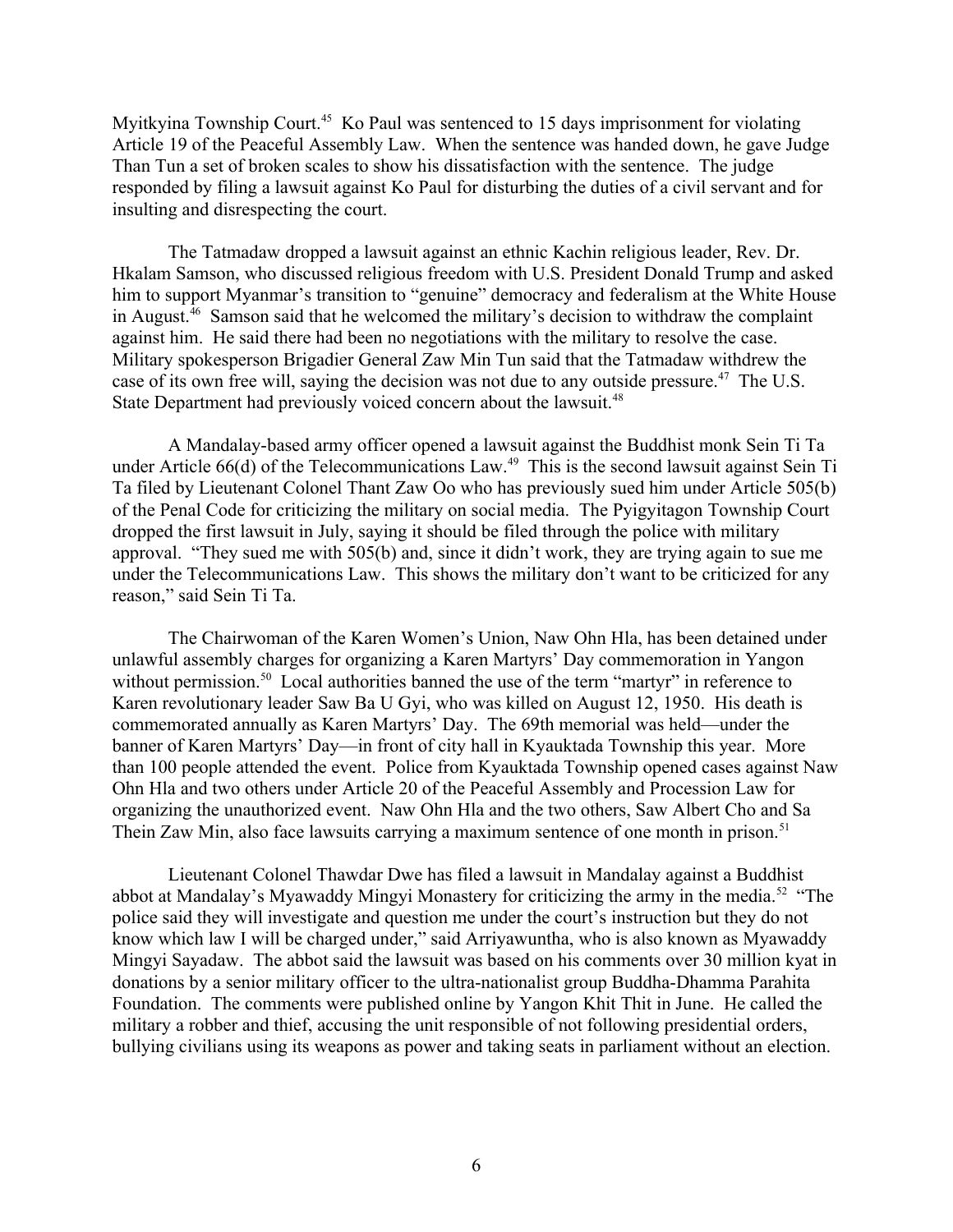Myitkyina Township Court.[45] Ko Paul was sentenced to 15 days imprisonment for violating Article 19 of the Peaceful Assembly Law. When the sentence was handed down, he gave Judge Than Tun a set of broken scales to show his dissatisfaction with the sentence. The judge responded by filing a lawsuit against Ko Paul for disturbing the duties of a civil servant and for insulting and disrespecting the court.

The Tatmadaw dropped a lawsuit against an ethnic Kachin religious leader, Rev. Dr. Hkalam Samson, who discussed religious freedom with U.S. President Donald Trump and asked him to support Myanmar's transition to "genuine" democracy and federalism at the White House in August.[46] Samson said that he welcomed the military's decision to withdraw the complaint against him. He said there had been no negotiations with the military to resolve the case. Military spokesperson Brigadier General Zaw Min Tun said that the Tatmadaw withdrew the case of its own free will, saying the decision was not due to any outside pressure.[47] The U.S. State Department had previously voiced concern about the lawsuit.[48]

A Mandalay-based army officer opened a lawsuit against the Buddhist monk Sein Ti Ta under Article 66(d) of the Telecommunications Law.[49] This is the second lawsuit against Sein Ti Ta filed by Lieutenant Colonel Thant Zaw Oo who has previously sued him under Article 505(b) of the Penal Code for criticizing the military on social media. The Pyigyitagon Township Court dropped the first lawsuit in July, saying it should be filed through the police with military approval. "They sued me with 505(b) and, since it didn't work, they are trying again to sue me under the Telecommunications Law. This shows the military don't want to be criticized for any reason," said Sein Ti Ta.

The Chairwoman of the Karen Women's Union, Naw Ohn Hla, has been detained under unlawful assembly charges for organizing a Karen Martyrs' Day commemoration in Yangon without permission.[50] Local authorities banned the use of the term "martyr" in reference to Karen revolutionary leader Saw Ba U Gyi, who was killed on August 12, 1950. His death is commemorated annually as Karen Martyrs' Day. The 69th memorial was held—under the banner of Karen Martyrs' Day—in front of city hall in Kyauktada Township this year. More than 100 people attended the event. Police from Kyauktada Township opened cases against Naw Ohn Hla and two others under Article 20 of the Peaceful Assembly and Procession Law for organizing the unauthorized event. Naw Ohn Hla and the two others, Saw Albert Cho and Sa Thein Zaw Min, also face lawsuits carrying a maximum sentence of one month in prison.[51]

Lieutenant Colonel Thawdar Dwe has filed a lawsuit in Mandalay against a Buddhist abbot at Mandalay's Myawaddy Mingyi Monastery for criticizing the army in the media.[52] "The police said they will investigate and question me under the court's instruction but they do not know which law I will be charged under," said Arriyawuntha, who is also known as Myawaddy Mingyi Sayadaw. The abbot said the lawsuit was based on his comments over 30 million kyat in donations by a senior military officer to the ultra-nationalist group Buddha-Dhamma Parahita Foundation. The comments were published online by Yangon Khit Thit in June. He called the military a robber and thief, accusing the unit responsible of not following presidential orders, bullying civilians using its weapons as power and taking seats in parliament without an election.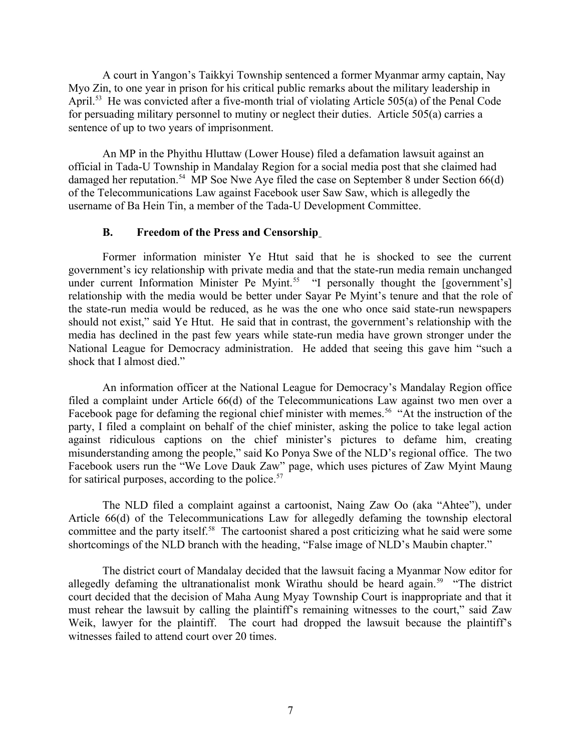A court in Yangon's Taikkyi Township sentenced a former Myanmar army captain, Nay Myo Zin, to one year in prison for his critical public remarks about the military leadership in April.[53] He was convicted after a five-month trial of violating Article 505(a) of the Penal Code for persuading military personnel to mutiny or neglect their duties. Article 505(a) carries a sentence of up to two years of imprisonment.

An MP in the Phyithu Hluttaw (Lower House) filed a defamation lawsuit against an official in Tada-U Township in Mandalay Region for a social media post that she claimed had damaged her reputation.[54] MP Soe Nwe Aye filed the case on September 8 under Section 66(d) of the Telecommunications Law against Facebook user Saw Saw, which is allegedly the username of Ba Hein Tin, a member of the Tada-U Development Committee.

### B. Freedom of the Press and Censorship

Former information minister Ye Htut said that he is shocked to see the current government's icy relationship with private media and that the state-run media remain unchanged under current Information Minister Pe Myint.[55] "I personally thought the [government's] relationship with the media would be better under Sayar Pe Myint's tenure and that the role of the state-run media would be reduced, as he was the one who once said state-run newspapers should not exist," said Ye Htut. He said that in contrast, the government's relationship with the media has declined in the past few years while state-run media have grown stronger under the National League for Democracy administration. He added that seeing this gave him "such a shock that I almost died."

An information officer at the National League for Democracy's Mandalay Region office filed a complaint under Article 66(d) of the Telecommunications Law against two men over a Facebook page for defaming the regional chief minister with memes.[56] "At the instruction of the party, I filed a complaint on behalf of the chief minister, asking the police to take legal action against ridiculous captions on the chief minister's pictures to defame him, creating misunderstanding among the people," said Ko Ponya Swe of the NLD's regional office. The two Facebook users run the "We Love Dauk Zaw" page, which uses pictures of Zaw Myint Maung for satirical purposes, according to the police.[57]

The NLD filed a complaint against a cartoonist, Naing Zaw Oo (aka "Ahtee"), under Article 66(d) of the Telecommunications Law for allegedly defaming the township electoral committee and the party itself.[58] The cartoonist shared a post criticizing what he said were some shortcomings of the NLD branch with the heading, "False image of NLD's Maubin chapter."

The district court of Mandalay decided that the lawsuit facing a Myanmar Now editor for allegedly defaming the ultranationalist monk Wirathu should be heard again.[59] "The district court decided that the decision of Maha Aung Myay Township Court is inappropriate and that it must rehear the lawsuit by calling the plaintiff's remaining witnesses to the court," said Zaw Weik, lawyer for the plaintiff. The court had dropped the lawsuit because the plaintiff's witnesses failed to attend court over 20 times.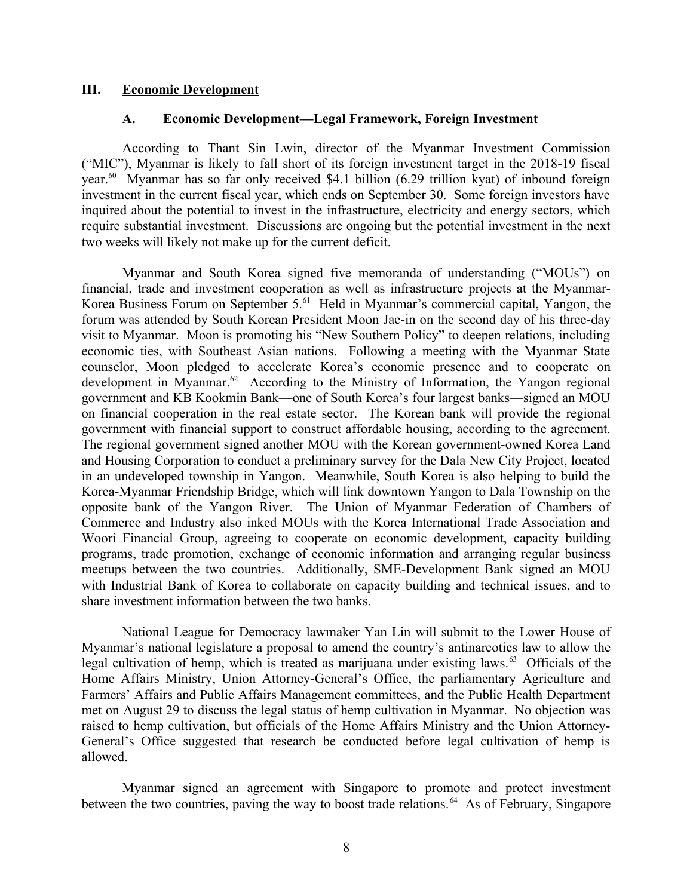## III. Economic Development

### A. Economic Development—Legal Framework, Foreign Investment

According to Thant Sin Lwin, director of the Myanmar Investment Commission ("MIC"), Myanmar is likely to fall short of its foreign investment target in the 2018-19 fiscal year.[60] Myanmar has so far only received \$4.1 billion (6.29 trillion kyat) of inbound foreign investment in the current fiscal year, which ends on September 30. Some foreign investors have inquired about the potential to invest in the infrastructure, electricity and energy sectors, which require substantial investment. Discussions are ongoing but the potential investment in the next two weeks will likely not make up for the current deficit.

Myanmar and South Korea signed five memoranda of understanding ("MOUs") on financial, trade and investment cooperation as well as infrastructure projects at the Myanmar-Korea Business Forum on September 5.[61] Held in Myanmar's commercial capital, Yangon, the forum was attended by South Korean President Moon Jae-in on the second day of his three-day visit to Myanmar. Moon is promoting his "New Southern Policy" to deepen relations, including economic ties, with Southeast Asian nations. Following a meeting with the Myanmar State counselor, Moon pledged to accelerate Korea's economic presence and to cooperate on development in Myanmar.[62] According to the Ministry of Information, the Yangon regional government and KB Kookmin Bank—one of South Korea's four largest banks—signed an MOU on financial cooperation in the real estate sector. The Korean bank will provide the regional government with financial support to construct affordable housing, according to the agreement. The regional government signed another MOU with the Korean government-owned Korea Land and Housing Corporation to conduct a preliminary survey for the Dala New City Project, located in an undeveloped township in Yangon. Meanwhile, South Korea is also helping to build the Korea-Myanmar Friendship Bridge, which will link downtown Yangon to Dala Township on the opposite bank of the Yangon River. The Union of Myanmar Federation of Chambers of Commerce and Industry also inked MOUs with the Korea International Trade Association and Woori Financial Group, agreeing to cooperate on economic development, capacity building programs, trade promotion, exchange of economic information and arranging regular business meetups between the two countries. Additionally, SME-Development Bank signed an MOU with Industrial Bank of Korea to collaborate on capacity building and technical issues, and to share investment information between the two banks.

National League for Democracy lawmaker Yan Lin will submit to the Lower House of Myanmar's national legislature a proposal to amend the country's antinarcotics law to allow the legal cultivation of hemp, which is treated as marijuana under existing laws.[63] Officials of the Home Affairs Ministry, Union Attorney-General's Office, the parliamentary Agriculture and Farmers' Affairs and Public Affairs Management committees, and the Public Health Department met on August 29 to discuss the legal status of hemp cultivation in Myanmar. No objection was raised to hemp cultivation, but officials of the Home Affairs Ministry and the Union Attorney-General's Office suggested that research be conducted before legal cultivation of hemp is allowed.

Myanmar signed an agreement with Singapore to promote and protect investment between the two countries, paving the way to boost trade relations.[64] As of February, Singapore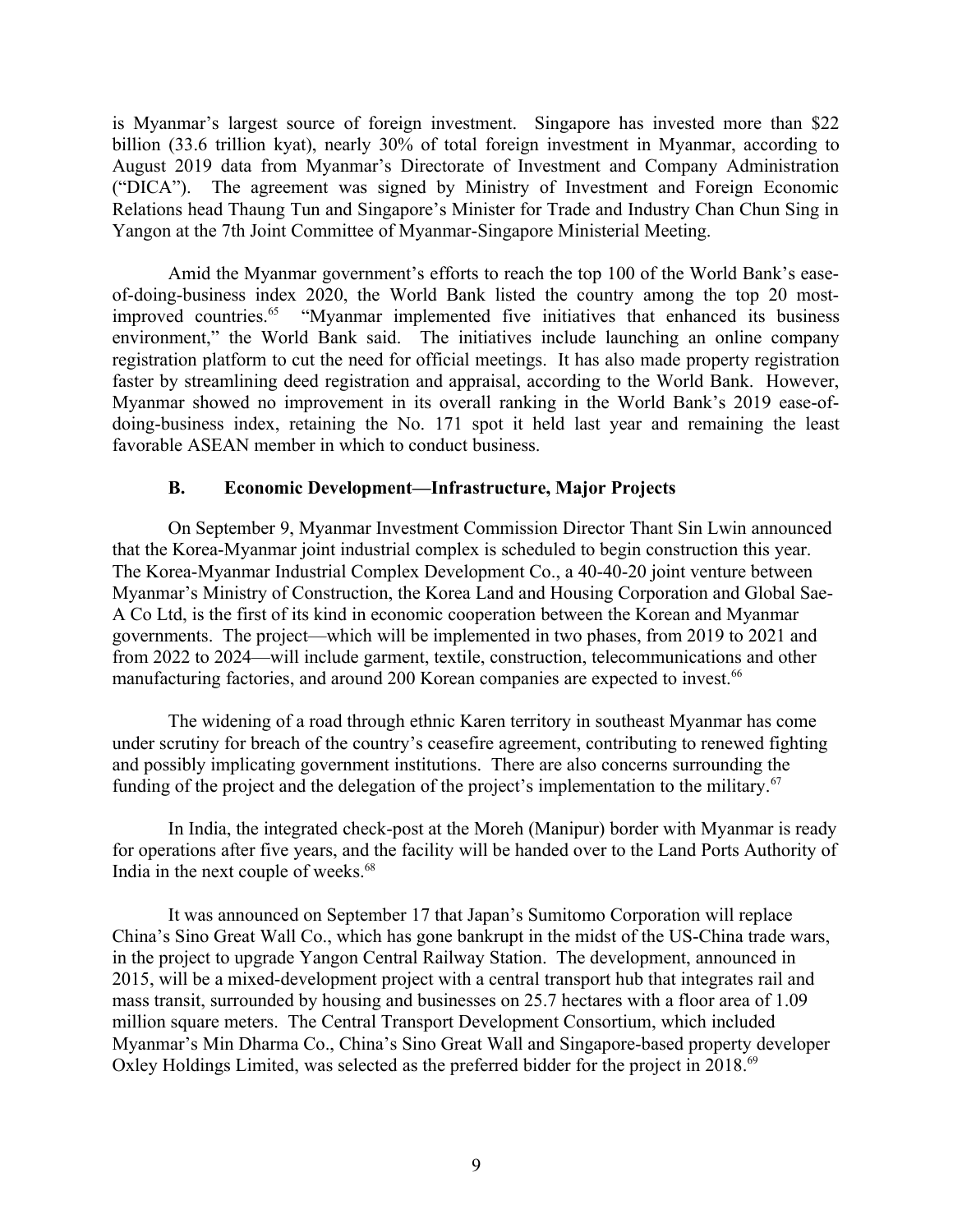is Myanmar's largest source of foreign investment. Singapore has invested more than $22 billion (33.6 trillion kyat), nearly 30% of total foreign investment in Myanmar, according to August 2019 data from Myanmar's Directorate of Investment and Company Administration ("DICA"). The agreement was signed by Ministry of Investment and Foreign Economic Relations head Thaung Tun and Singapore's Minister for Trade and Industry Chan Chun Sing in Yangon at the 7th Joint Committee of Myanmar-Singapore Ministerial Meeting.

Amid the Myanmar government's efforts to reach the top 100 of the World Bank's ease-of-doing-business index 2020, the World Bank listed the country among the top 20 most-improved countries.[65] "Myanmar implemented five initiatives that enhanced its business environment," the World Bank said. The initiatives include launching an online company registration platform to cut the need for official meetings. It has also made property registration faster by streamlining deed registration and appraisal, according to the World Bank. However, Myanmar showed no improvement in its overall ranking in the World Bank's 2019 ease-of-doing-business index, retaining the No. 171 spot it held last year and remaining the least favorable ASEAN member in which to conduct business.

### B. Economic Development—Infrastructure, Major Projects

On September 9, Myanmar Investment Commission Director Thant Sin Lwin announced that the Korea-Myanmar joint industrial complex is scheduled to begin construction this year. The Korea-Myanmar Industrial Complex Development Co., a 40-40-20 joint venture between Myanmar's Ministry of Construction, the Korea Land and Housing Corporation and Global Sae-A Co Ltd, is the first of its kind in economic cooperation between the Korean and Myanmar governments. The project—which will be implemented in two phases, from 2019 to 2021 and from 2022 to 2024—will include garment, textile, construction, telecommunications and other manufacturing factories, and around 200 Korean companies are expected to invest.[66]

The widening of a road through ethnic Karen territory in southeast Myanmar has come under scrutiny for breach of the country's ceasefire agreement, contributing to renewed fighting and possibly implicating government institutions. There are also concerns surrounding the funding of the project and the delegation of the project's implementation to the military.[67]

In India, the integrated check-post at the Moreh (Manipur) border with Myanmar is ready for operations after five years, and the facility will be handed over to the Land Ports Authority of India in the next couple of weeks.[68]

It was announced on September 17 that Japan's Sumitomo Corporation will replace China's Sino Great Wall Co., which has gone bankrupt in the midst of the US-China trade wars, in the project to upgrade Yangon Central Railway Station. The development, announced in 2015, will be a mixed-development project with a central transport hub that integrates rail and mass transit, surrounded by housing and businesses on 25.7 hectares with a floor area of 1.09 million square meters. The Central Transport Development Consortium, which included Myanmar's Min Dharma Co., China's Sino Great Wall and Singapore-based property developer Oxley Holdings Limited, was selected as the preferred bidder for the project in 2018.[69]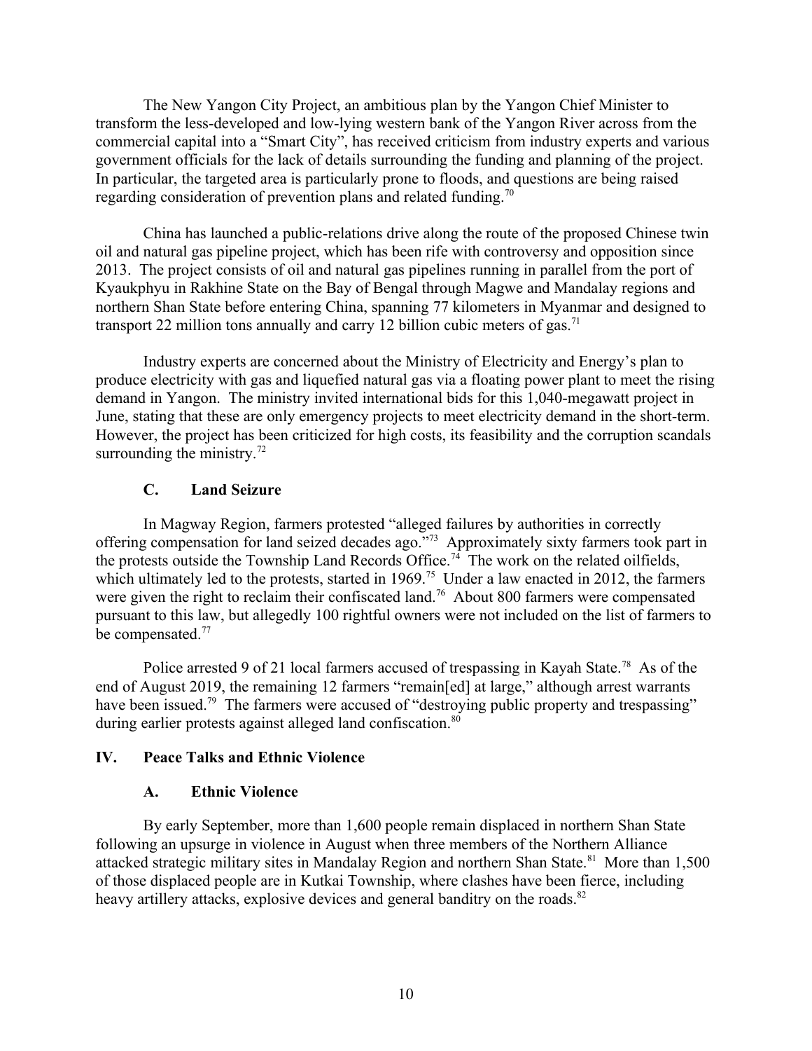The New Yangon City Project, an ambitious plan by the Yangon Chief Minister to transform the less-developed and low-lying western bank of the Yangon River across from the commercial capital into a "Smart City", has received criticism from industry experts and various government officials for the lack of details surrounding the funding and planning of the project. In particular, the targeted area is particularly prone to floods, and questions are being raised regarding consideration of prevention plans and related funding.[70]

China has launched a public-relations drive along the route of the proposed Chinese twin oil and natural gas pipeline project, which has been rife with controversy and opposition since 2013. The project consists of oil and natural gas pipelines running in parallel from the port of Kyaukphyu in Rakhine State on the Bay of Bengal through Magwe and Mandalay regions and northern Shan State before entering China, spanning 77 kilometers in Myanmar and designed to transport 22 million tons annually and carry 12 billion cubic meters of gas.[71]

Industry experts are concerned about the Ministry of Electricity and Energy's plan to produce electricity with gas and liquefied natural gas via a floating power plant to meet the rising demand in Yangon. The ministry invited international bids for this 1,040-megawatt project in June, stating that these are only emergency projects to meet electricity demand in the short-term. However, the project has been criticized for high costs, its feasibility and the corruption scandals surrounding the ministry.[72]

### C. Land Seizure

In Magway Region, farmers protested "alleged failures by authorities in correctly offering compensation for land seized decades ago."[73] Approximately sixty farmers took part in the protests outside the Township Land Records Office.[74] The work on the related oilfields, which ultimately led to the protests, started in 1969.[75] Under a law enacted in 2012, the farmers were given the right to reclaim their confiscated land.[76] About 800 farmers were compensated pursuant to this law, but allegedly 100 rightful owners were not included on the list of farmers to be compensated.[77]

Police arrested 9 of 21 local farmers accused of trespassing in Kayah State.[78] As of the end of August 2019, the remaining 12 farmers "remain[ed] at large," although arrest warrants have been issued.[79] The farmers were accused of "destroying public property and trespassing" during earlier protests against alleged land confiscation.[80]

## IV. Peace Talks and Ethnic Violence

### A. Ethnic Violence

By early September, more than 1,600 people remain displaced in northern Shan State following an upsurge in violence in August when three members of the Northern Alliance attacked strategic military sites in Mandalay Region and northern Shan State.[81] More than 1,500 of those displaced people are in Kutkai Township, where clashes have been fierce, including heavy artillery attacks, explosive devices and general banditry on the roads.[82]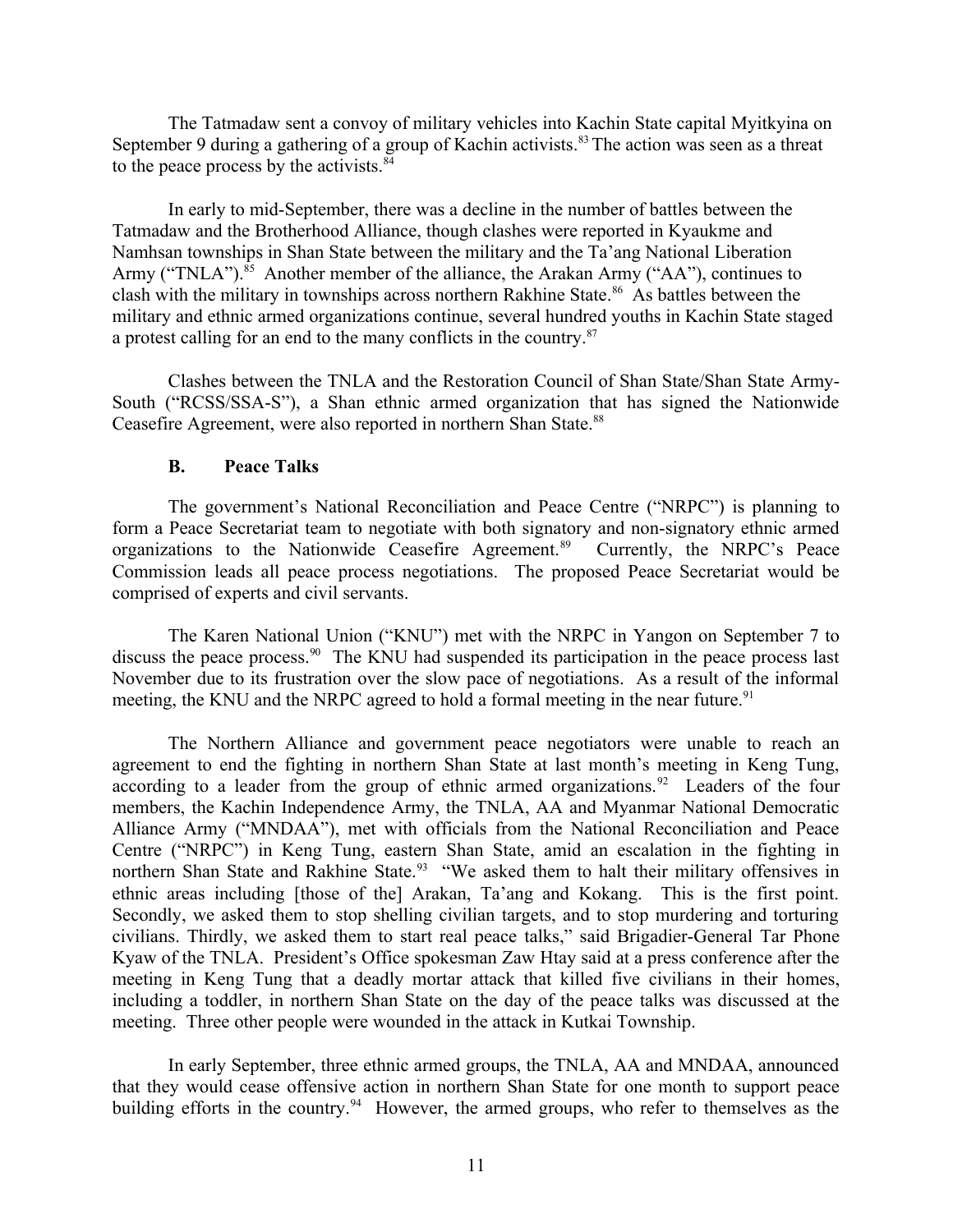The Tatmadaw sent a convoy of military vehicles into Kachin State capital Myitkyina on September 9 during a gathering of a group of Kachin activists.[83] The action was seen as a threat to the peace process by the activists.[84]

In early to mid-September, there was a decline in the number of battles between the Tatmadaw and the Brotherhood Alliance, though clashes were reported in Kyaukme and Namhsan townships in Shan State between the military and the Ta'ang National Liberation Army ("TNLA").[85] Another member of the alliance, the Arakan Army ("AA"), continues to clash with the military in townships across northern Rakhine State.[86] As battles between the military and ethnic armed organizations continue, several hundred youths in Kachin State staged a protest calling for an end to the many conflicts in the country.[87]

Clashes between the TNLA and the Restoration Council of Shan State/Shan State Army-South ("RCSS/SSA-S"), a Shan ethnic armed organization that has signed the Nationwide Ceasefire Agreement, were also reported in northern Shan State.[88]

### B. Peace Talks

The government's National Reconciliation and Peace Centre ("NRPC") is planning to form a Peace Secretariat team to negotiate with both signatory and non-signatory ethnic armed organizations to the Nationwide Ceasefire Agreement.[89] Currently, the NRPC's Peace Commission leads all peace process negotiations. The proposed Peace Secretariat would be comprised of experts and civil servants.

The Karen National Union ("KNU") met with the NRPC in Yangon on September 7 to discuss the peace process.[90] The KNU had suspended its participation in the peace process last November due to its frustration over the slow pace of negotiations. As a result of the informal meeting, the KNU and the NRPC agreed to hold a formal meeting in the near future.[91]

The Northern Alliance and government peace negotiators were unable to reach an agreement to end the fighting in northern Shan State at last month's meeting in Keng Tung, according to a leader from the group of ethnic armed organizations.[92] Leaders of the four members, the Kachin Independence Army, the TNLA, AA and Myanmar National Democratic Alliance Army ("MNDAA"), met with officials from the National Reconciliation and Peace Centre ("NRPC") in Keng Tung, eastern Shan State, amid an escalation in the fighting in northern Shan State and Rakhine State.[93] "We asked them to halt their military offensives in ethnic areas including [those of the] Arakan, Ta'ang and Kokang. This is the first point. Secondly, we asked them to stop shelling civilian targets, and to stop murdering and torturing civilians. Thirdly, we asked them to start real peace talks," said Brigadier-General Tar Phone Kyaw of the TNLA. President's Office spokesman Zaw Htay said at a press conference after the meeting in Keng Tung that a deadly mortar attack that killed five civilians in their homes, including a toddler, in northern Shan State on the day of the peace talks was discussed at the meeting. Three other people were wounded in the attack in Kutkai Township.

In early September, three ethnic armed groups, the TNLA, AA and MNDAA, announced that they would cease offensive action in northern Shan State for one month to support peace building efforts in the country.[94] However, the armed groups, who refer to themselves as the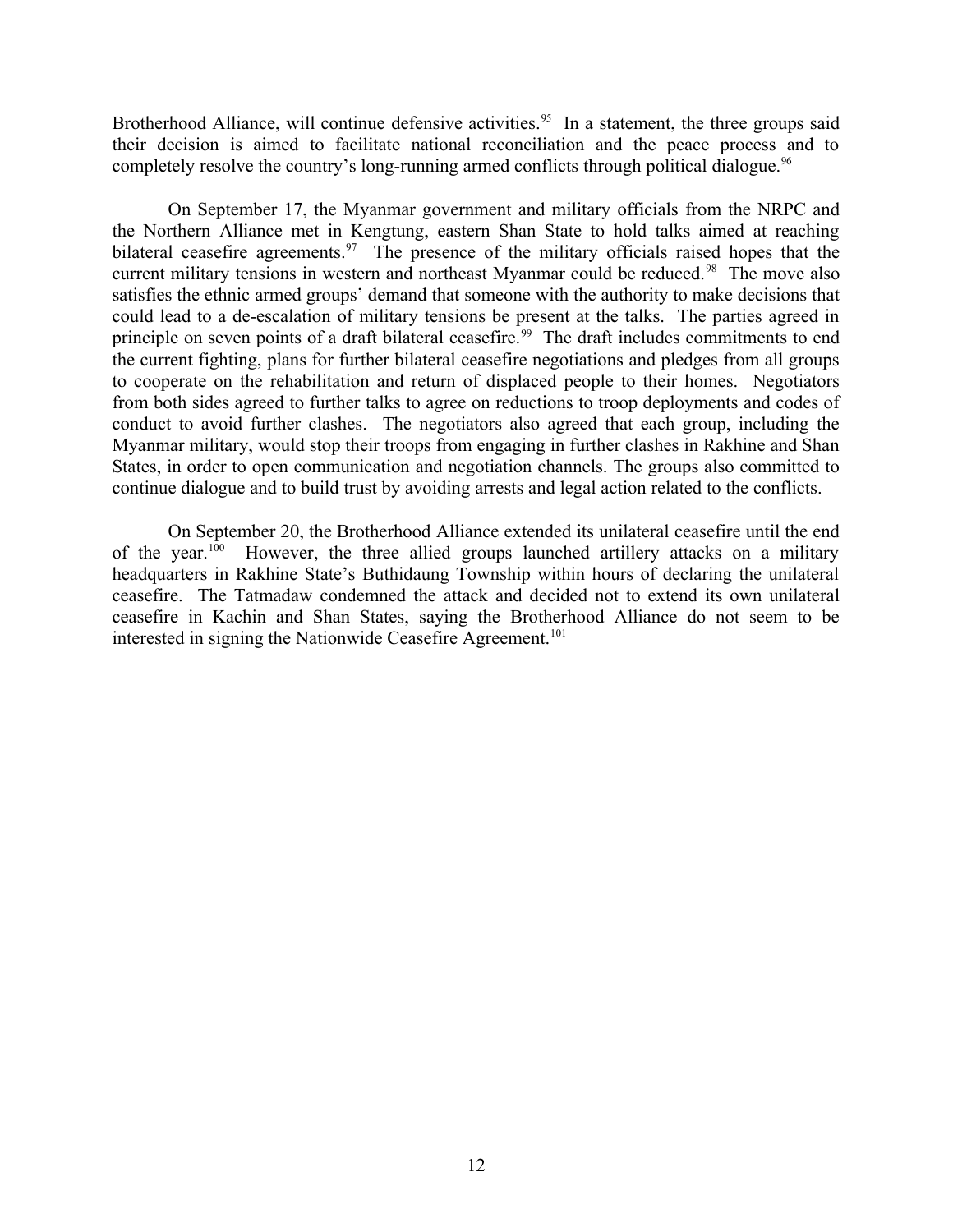Brotherhood Alliance, will continue defensive activities.[95] In a statement, the three groups said their decision is aimed to facilitate national reconciliation and the peace process and to completely resolve the country's long-running armed conflicts through political dialogue.[96]

On September 17, the Myanmar government and military officials from the NRPC and the Northern Alliance met in Kengtung, eastern Shan State to hold talks aimed at reaching bilateral ceasefire agreements.[97] The presence of the military officials raised hopes that the current military tensions in western and northeast Myanmar could be reduced.[98] The move also satisfies the ethnic armed groups' demand that someone with the authority to make decisions that could lead to a de-escalation of military tensions be present at the talks. The parties agreed in principle on seven points of a draft bilateral ceasefire.[99] The draft includes commitments to end the current fighting, plans for further bilateral ceasefire negotiations and pledges from all groups to cooperate on the rehabilitation and return of displaced people to their homes. Negotiators from both sides agreed to further talks to agree on reductions to troop deployments and codes of conduct to avoid further clashes. The negotiators also agreed that each group, including the Myanmar military, would stop their troops from engaging in further clashes in Rakhine and Shan States, in order to open communication and negotiation channels. The groups also committed to continue dialogue and to build trust by avoiding arrests and legal action related to the conflicts.

On September 20, the Brotherhood Alliance extended its unilateral ceasefire until the end of the year.[100] However, the three allied groups launched artillery attacks on a military headquarters in Rakhine State's Buthidaung Township within hours of declaring the unilateral ceasefire. The Tatmadaw condemned the attack and decided not to extend its own unilateral ceasefire in Kachin and Shan States, saying the Brotherhood Alliance do not seem to be interested in signing the Nationwide Ceasefire Agreement.[101]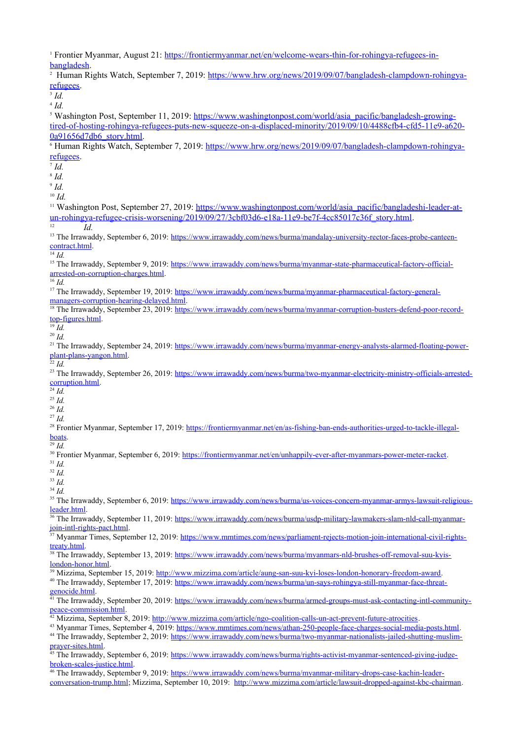[1] Frontier Myanmar, August 21: https://frontiermyanmar.net/en/welcome-wears-thin-for-rohingya-refugees-in-bangladesh.

[2] Human Rights Watch, September 7, 2019: https://www.hrw.org/news/2019/09/07/bangladesh-clampdown-rohingya-refugees.

[3] *Id.*

[4] *Id.*

[5] Washington Post, September 11, 2019: https://www.washingtonpost.com/world/asia_pacific/bangladesh-growing-tired-of-hosting-rohingya-refugees-puts-new-squeeze-on-a-displaced-minority/2019/09/10/4488cfb4-cfd5-11e9-a620-0a91656d7db6_story.html.

[6] Human Rights Watch, September 7, 2019: https://www.hrw.org/news/2019/09/07/bangladesh-clampdown-rohingya-refugees.

[7] *Id.*

[8] *Id.*

[9] *Id.*

[10] *Id.*

[11] Washington Post, September 27, 2019: https://www.washingtonpost.com/world/asia_pacific/bangladeshi-leader-at-un-rohingya-refugee-crisis-worsening/2019/09/27/3cbf03d6-e18a-11e9-be7f-4cc85017c36f_story.html.

[12] *Id.*

[13] The Irrawaddy, September 6, 2019: https://www.irrawaddy.com/news/burma/mandalay-university-rector-faces-probe-canteen-contract.html.

[14] *Id.*

[15] The Irrawaddy, September 9, 2019: https://www.irrawaddy.com/news/burma/myanmar-state-pharmaceutical-factory-official-arrested-on-corruption-charges.html.

[16] *Id.*

[17] The Irrawaddy, September 19, 2019: https://www.irrawaddy.com/news/burma/myanmar-pharmaceutical-factory-general-managers-corruption-hearing-delayed.html.

[18] The Irrawaddy, September 23, 2019: https://www.irrawaddy.com/news/burma/myanmar-corruption-busters-defend-poor-record-top-figures.html.

[19] *Id.*

[20] *Id.*

[21] The Irrawaddy, September 24, 2019: https://www.irrawaddy.com/news/burma/myanmar-energy-analysts-alarmed-floating-power-plant-plans-yangon.html.

[22] *Id.*

[23] The Irrawaddy, September 26, 2019: https://www.irrawaddy.com/news/burma/two-myanmar-electricity-ministry-officials-arrested-corruption.html.

[24] *Id.*

[25] *Id.*

[26] *Id.*

[27] *Id.*

[28] Frontier Myanmar, September 17, 2019: https://frontiermyanmar.net/en/as-fishing-ban-ends-authorities-urged-to-tackle-illegal-boats.

[29] *Id.*

[30] Frontier Myanmar, September 6, 2019: https://frontiermyanmar.net/en/unhappily-ever-after-myanmars-power-meter-racket.

[31] *Id.*

[32] *Id.*

[33] *Id.*

[34] *Id.*

[35] The Irrawaddy, September 6, 2019: https://www.irrawaddy.com/news/burma/us-voices-concern-myanmar-armys-lawsuit-religious-leader.html.

[36] The Irrawaddy, September 11, 2019: https://www.irrawaddy.com/news/burma/usdp-military-lawmakers-slam-nld-call-myanmar-join-intl-rights-pact.html.

[37] Myanmar Times, September 12, 2019: https://www.mmtimes.com/news/parliament-rejects-motion-join-international-civil-rights-treaty.html.

[38] The Irrawaddy, September 13, 2019: https://www.irrawaddy.com/news/burma/myanmars-nld-brushes-off-removal-suu-kyis-london-honor.html.

[39] Mizzima, September 15, 2019: http://www.mizzima.com/article/aung-san-suu-kyi-loses-london-honorary-freedom-award.

[40] The Irrawaddy, September 17, 2019: https://www.irrawaddy.com/news/burma/un-says-rohingya-still-myanmar-face-threat-genocide.html.

[41] The Irrawaddy, September 20, 2019: https://www.irrawaddy.com/news/burma/armed-groups-must-ask-contacting-intl-community-peace-commission.html.

[42] Mizzima, September 8, 2019: http://www.mizzima.com/article/ngo-coalition-calls-un-act-prevent-future-atrocities.

[43] Myanmar Times, September 4, 2019: https://www.mmtimes.com/news/athan-250-people-face-charges-social-media-posts.html.

[44] The Irrawaddy, September 2, 2019: https://www.irrawaddy.com/news/burma/two-myanmar-nationalists-jailed-shutting-muslim-prayer-sites.html.

[45] The Irrawaddy, September 6, 2019: https://www.irrawaddy.com/news/burma/rights-activist-myanmar-sentenced-giving-judge-broken-scales-justice.html.

[46] The Irrawaddy, September 9, 2019: https://www.irrawaddy.com/news/burma/myanmar-military-drops-case-kachin-leader-conversation-trump.html; Mizzima, September 10, 2019: http://www.mizzima.com/article/lawsuit-dropped-against-kbc-chairman.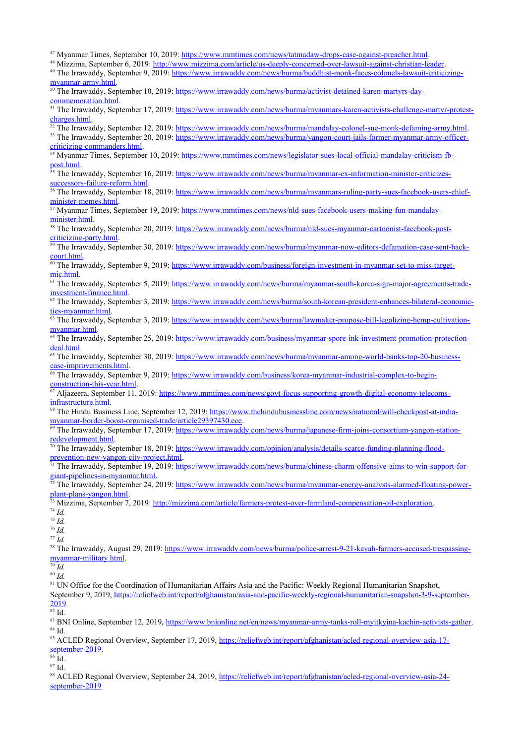[47] Myanmar Times, September 10, 2019: https://www.mmtimes.com/news/tatmadaw-drops-case-against-preacher.html.

[48] Mizzima, September 6, 2019: http://www.mizzima.com/article/us-deeply-concerned-over-lawsuit-against-christian-leader.

[49] The Irrawaddy, September 9, 2019: https://www.irrawaddy.com/news/burma/buddhist-monk-faces-colonels-lawsuit-criticizing-myanmar-army.html.

[50] The Irrawaddy, September 10, 2019: https://www.irrawaddy.com/news/burma/activist-detained-karen-martyrs-day-commemoration.html.

[51] The Irrawaddy, September 17, 2019: https://www.irrawaddy.com/news/burma/myanmars-karen-activists-challenge-martyr-protest-charges.html.

[52] The Irrawaddy, September 12, 2019: https://www.irrawaddy.com/news/burma/mandalay-colonel-sue-monk-defaming-army.html.

[53] The Irrawaddy, September 20, 2019: https://www.irrawaddy.com/news/burma/yangon-court-jails-former-myanmar-army-officer-criticizing-commanders.html.

[54] Myanmar Times, September 10, 2019: https://www.mmtimes.com/news/legislator-sues-local-official-mandalay-criticism-fb-post.html.

[55] The Irrawaddy, September 16, 2019: https://www.irrawaddy.com/news/burma/myanmar-ex-information-minister-criticizes-successors-failure-reform.html.

[56] The Irrawaddy, September 18, 2019: https://www.irrawaddy.com/news/burma/myanmars-ruling-party-sues-facebook-users-chief-minister-memes.html.

[57] Myanmar Times, September 19, 2019: https://www.mmtimes.com/news/nld-sues-facebook-users-making-fun-mandalay-minister.html.

[58] The Irrawaddy, September 20, 2019: https://www.irrawaddy.com/news/burma/nld-sues-myanmar-cartoonist-facebook-post-criticizing-party.html.

[59] The Irrawaddy, September 30, 2019: https://www.irrawaddy.com/news/burma/myanmar-now-editors-defamation-case-sent-back-court.html.

[60] The Irrawaddy, September 9, 2019: https://www.irrawaddy.com/business/foreign-investment-in-myanmar-set-to-miss-target-mic.html.

[61] The Irrawaddy, September 5, 2019: https://www.irrawaddy.com/news/burma/myanmar-south-korea-sign-major-agreements-trade-investment-finance.html.

[62] The Irrawaddy, September 3, 2019: https://www.irrawaddy.com/news/burma/south-korean-president-enhances-bilateral-economic-ties-myanmar.html.

[63] The Irrawaddy, September 3, 2019: https://www.irrawaddy.com/news/burma/lawmaker-propose-bill-legalizing-hemp-cultivation-myanmar.html.

[64] The Irrawaddy, September 25, 2019: https://www.irrawaddy.com/business/myanmar-spore-ink-investment-promotion-protection-deal.html.

[65] The Irrawaddy, September 30, 2019: https://www.irrawaddy.com/news/burma/myanmar-among-world-banks-top-20-business-ease-improvements.html.

[66] The Irrawaddy, September 9, 2019: https://www.irrawaddy.com/business/korea-myanmar-industrial-complex-to-begin-construction-this-year.html.

[67] Aljazeera, September 11, 2019: https://www.mmtimes.com/news/govt-focus-supporting-growth-digital-economy-telecoms-infrastructure.html.

[68] The Hindu Business Line, September 12, 2019: https://www.thehindubusinessline.com/news/national/will-checkpost-at-india-myanmar-border-boost-organised-trade/article29397430.ece.

[69] The Irrawaddy, September 17, 2019: https://www.irrawaddy.com/news/burma/japanese-firm-joins-consortium-yangon-station-redevelopment.html.

[70] The Irrawaddy, September 18, 2019: https://www.irrawaddy.com/opinion/analysis/details-scarce-funding-planning-flood-prevention-new-yangon-city-project.html.

[71] The Irrawaddy, September 19, 2019: https://www.irrawaddy.com/news/burma/chinese-charm-offensive-aims-to-win-support-for-giant-pipelines-in-myanmar.html.

[72] The Irrawaddy, September 24, 2019: https://www.irrawaddy.com/news/burma/myanmar-energy-analysts-alarmed-floating-power-plant-plans-yangon.html.

[73] Mizzima, September 7, 2019: http://mizzima.com/article/farmers-protest-over-farmland-compensation-oil-exploration.

[74] *Id.*

[75] *Id.*

[76] *Id.*

[77] *Id.*

[78] The Irrawaddy, August 29, 2019: https://www.irrawaddy.com/news/burma/police-arrest-9-21-kayah-farmers-accused-trespassing-myanmar-military.html.

[79] *Id.*

[80] *Id.*

[81] UN Office for the Coordination of Humanitarian Affairs Asia and the Pacific: Weekly Regional Humanitarian Snapshot, September 9, 2019, https://reliefweb.int/report/afghanistan/asia-and-pacific-weekly-regional-humanitarian-snapshot-3-9-september-2019.

[82] Id.

[83] BNI Online, September 12, 2019, https://www.bnionline.net/en/news/myanmar-army-tanks-roll-myitkyina-kachin-activists-gather.

[84] Id.

[85] ACLED Regional Overview, September 17, 2019, https://reliefweb.int/report/afghanistan/acled-regional-overview-asia-17-september-2019.

[86] Id.

[87] Id.

[88] ACLED Regional Overview, September 24, 2019, https://reliefweb.int/report/afghanistan/acled-regional-overview-asia-24-september-2019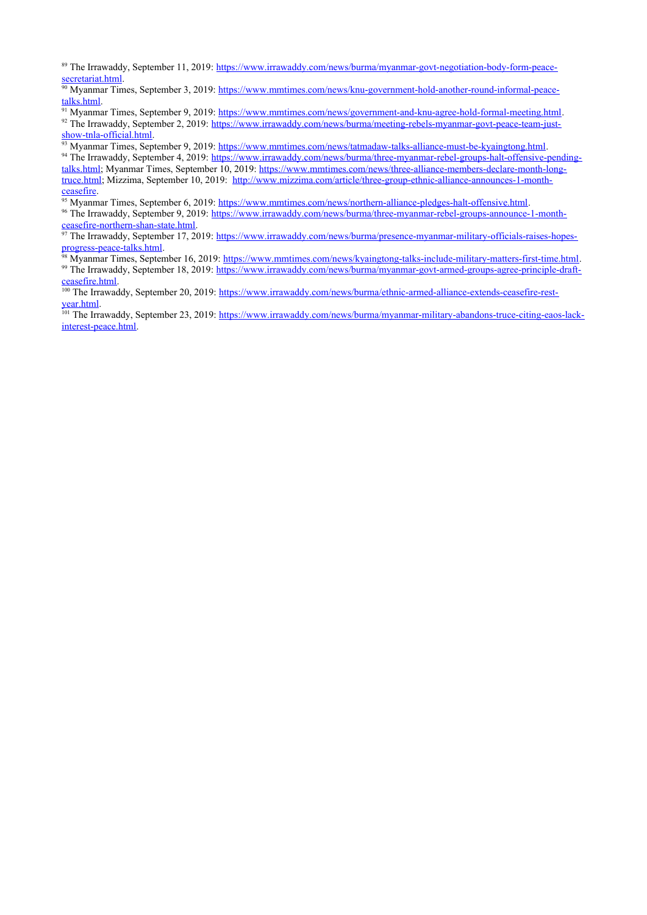[89] The Irrawaddy, September 11, 2019: https://www.irrawaddy.com/news/burma/myanmar-govt-negotiation-body-form-peace-secretariat.html.

[90] Myanmar Times, September 3, 2019: https://www.mmtimes.com/news/knu-government-hold-another-round-informal-peace-talks.html.

[91] Myanmar Times, September 9, 2019: https://www.mmtimes.com/news/government-and-knu-agree-hold-formal-meeting.html.

[92] The Irrawaddy, September 2, 2019: https://www.irrawaddy.com/news/burma/meeting-rebels-myanmar-govt-peace-team-just-show-tnla-official.html.

[93] Myanmar Times, September 9, 2019: https://www.mmtimes.com/news/tatmadaw-talks-alliance-must-be-kyaingtong.html.

[94] The Irrawaddy, September 4, 2019: https://www.irrawaddy.com/news/burma/three-myanmar-rebel-groups-halt-offensive-pending-talks.html; Myanmar Times, September 10, 2019: https://www.mmtimes.com/news/three-alliance-members-declare-month-long-truce.html; Mizzima, September 10, 2019: http://www.mizzima.com/article/three-group-ethnic-alliance-announces-1-month-ceasefire.

[95] Myanmar Times, September 6, 2019: https://www.mmtimes.com/news/northern-alliance-pledges-halt-offensive.html.

[96] The Irrawaddy, September 9, 2019: https://www.irrawaddy.com/news/burma/three-myanmar-rebel-groups-announce-1-month-ceasefire-northern-shan-state.html.

[97] The Irrawaddy, September 17, 2019: https://www.irrawaddy.com/news/burma/presence-myanmar-military-officials-raises-hopes-progress-peace-talks.html.

[98] Myanmar Times, September 16, 2019: https://www.mmtimes.com/news/kyaingtong-talks-include-military-matters-first-time.html.

[99] The Irrawaddy, September 18, 2019: https://www.irrawaddy.com/news/burma/myanmar-govt-armed-groups-agree-principle-draft-ceasefire.html.

[100] The Irrawaddy, September 20, 2019: https://www.irrawaddy.com/news/burma/ethnic-armed-alliance-extends-ceasefire-rest-year.html.

[101] The Irrawaddy, September 23, 2019: https://www.irrawaddy.com/news/burma/myanmar-military-abandons-truce-citing-eaos-lack-interest-peace.html.